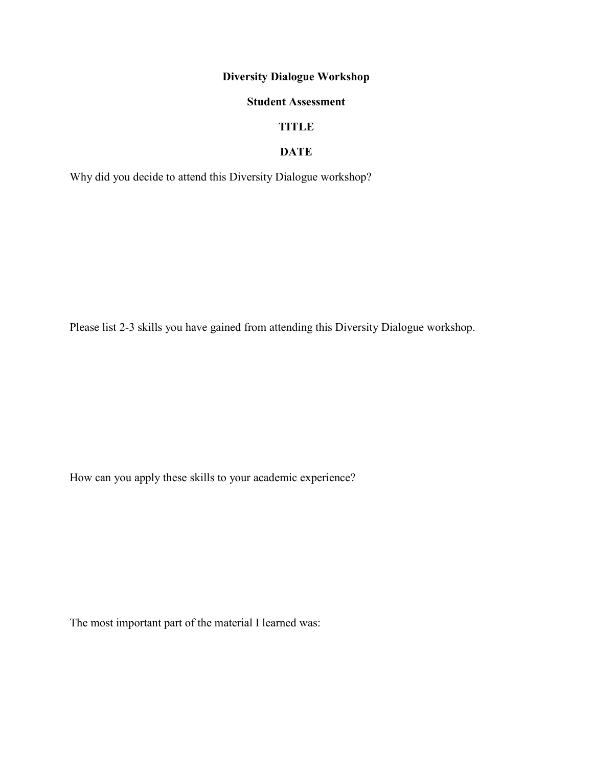**Diversity Dialogue Workshop**

**Student Assessment**

**TITLE**

**DATE**

Why did you decide to attend this Diversity Dialogue workshop?

Please list 2-3 skills you have gained from attending this Diversity Dialogue workshop.

How can you apply these skills to your academic experience?

The most important part of the material I learned was: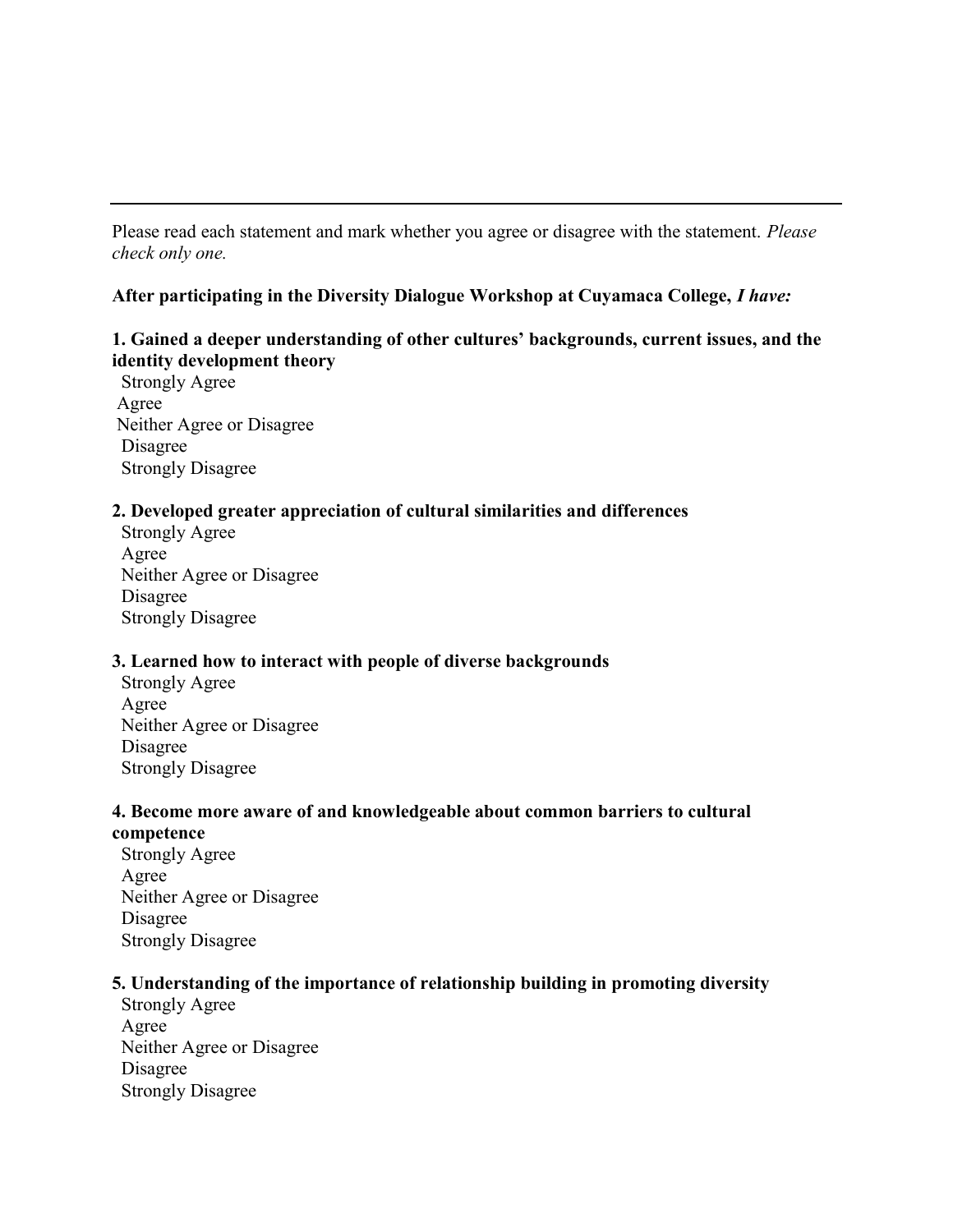---

Please read each statement and mark whether you agree or disagree with the statement. *Please check only one.*

**After participating in the Diversity Dialogue Workshop at Cuyamaca College, *I have:***

**1. Gained a deeper understanding of other cultures' backgrounds, current issues, and the identity development theory**

Strongly Agree
Agree
Neither Agree or Disagree
Disagree
Strongly Disagree

**2. Developed greater appreciation of cultural similarities and differences**

Strongly Agree
Agree
Neither Agree or Disagree
Disagree
Strongly Disagree

**3. Learned how to interact with people of diverse backgrounds**

Strongly Agree
Agree
Neither Agree or Disagree
Disagree
Strongly Disagree

**4. Become more aware of and knowledgeable about common barriers to cultural competence**

Strongly Agree
Agree
Neither Agree or Disagree
Disagree
Strongly Disagree

**5. Understanding of the importance of relationship building in promoting diversity**

Strongly Agree
Agree
Neither Agree or Disagree
Disagree
Strongly Disagree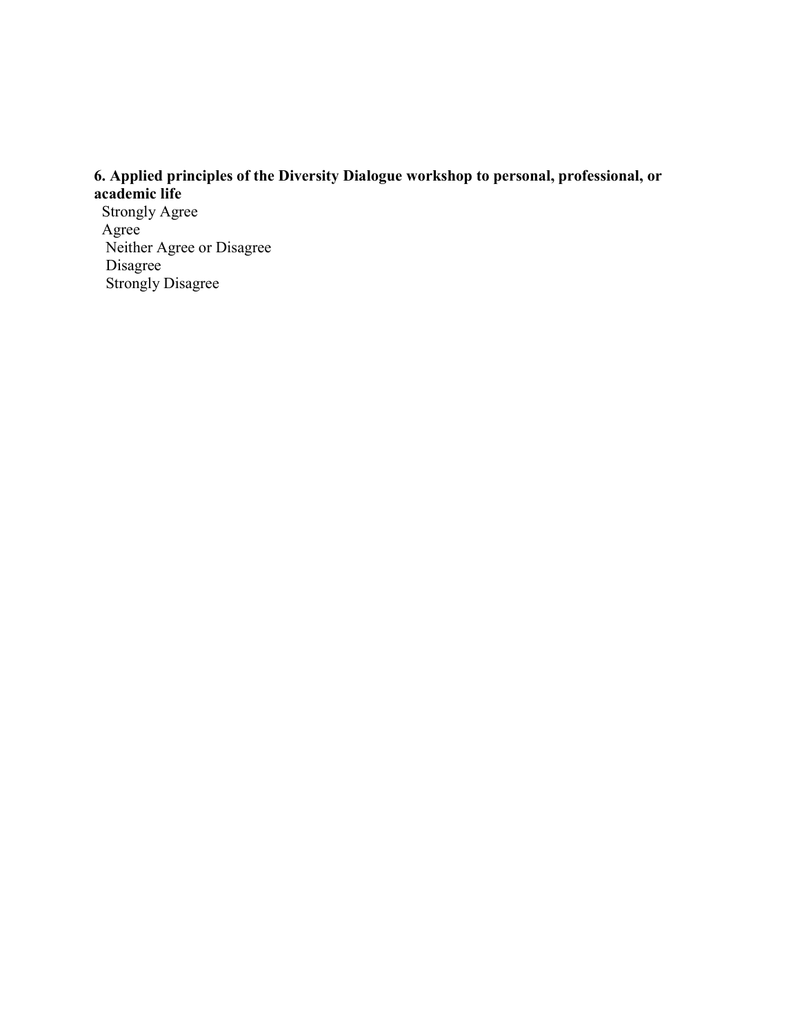**6. Applied principles of the Diversity Dialogue workshop to personal, professional, or academic life**

Strongly Agree
Agree
Neither Agree or Disagree
Disagree
Strongly Disagree